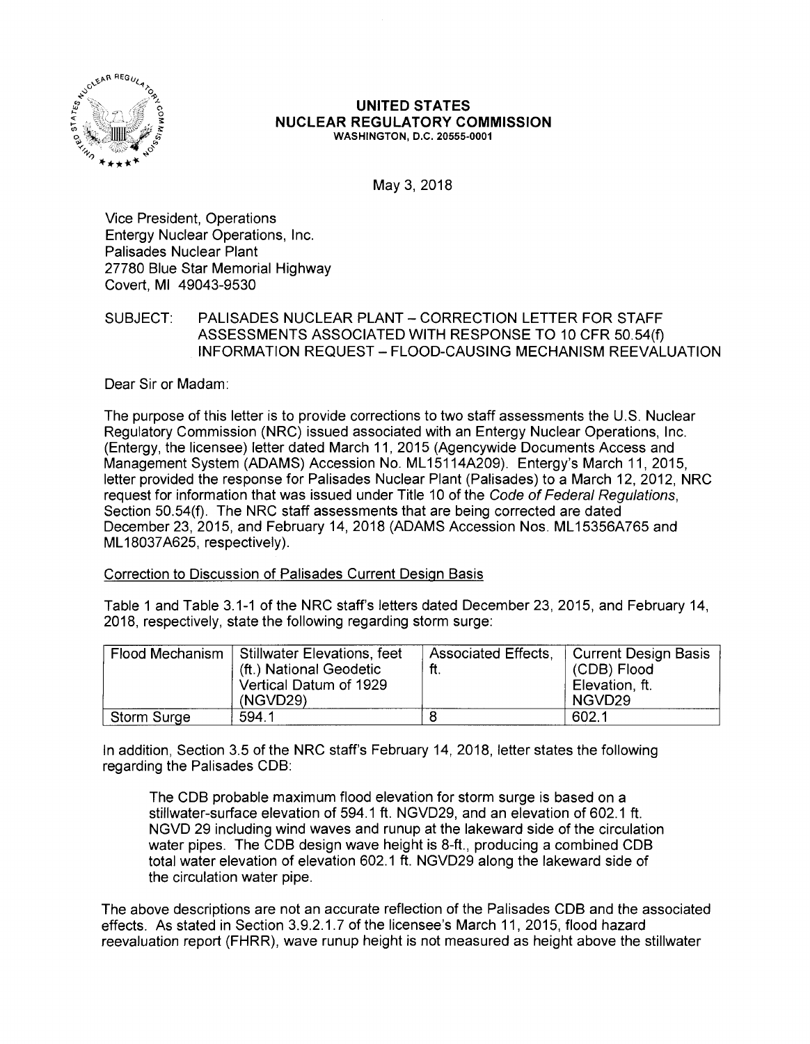**UNITED STATES**
**NUCLEAR REGULATORY COMMISSION**
WASHINGTON, D.C. 20555-0001

May 3, 2018

Vice President, Operations
Entergy Nuclear Operations, Inc.
Palisades Nuclear Plant
27780 Blue Star Memorial Highway
Covert, MI 49043-9530

SUBJECT: PALISADES NUCLEAR PLANT – CORRECTION LETTER FOR STAFF ASSESSMENTS ASSOCIATED WITH RESPONSE TO 10 CFR 50.54(f) INFORMATION REQUEST – FLOOD-CAUSING MECHANISM REEVALUATION

Dear Sir or Madam:

The purpose of this letter is to provide corrections to two staff assessments the U.S. Nuclear Regulatory Commission (NRC) issued associated with an Entergy Nuclear Operations, Inc. (Entergy, the licensee) letter dated March 11, 2015 (Agencywide Documents Access and Management System (ADAMS) Accession No. ML15114A209). Entergy's March 11, 2015, letter provided the response for Palisades Nuclear Plant (Palisades) to a March 12, 2012, NRC request for information that was issued under Title 10 of the *Code of Federal Regulations*, Section 50.54(f). The NRC staff assessments that are being corrected are dated December 23, 2015, and February 14, 2018 (ADAMS Accession Nos. ML15356A765 and ML18037A625, respectively).

Correction to Discussion of Palisades Current Design Basis

Table 1 and Table 3.1-1 of the NRC staff's letters dated December 23, 2015, and February 14, 2018, respectively, state the following regarding storm surge:

| Flood Mechanism | Stillwater Elevations, feet (ft.) National Geodetic Vertical Datum of 1929 (NGVD29) | Associated Effects, ft. | Current Design Basis (CDB) Flood Elevation, ft. NGVD29 |
|---|---|---|---|
| Storm Surge | 594.1 | 8 | 602.1 |

In addition, Section 3.5 of the NRC staff's February 14, 2018, letter states the following regarding the Palisades CDB:

> The CDB probable maximum flood elevation for storm surge is based on a stillwater-surface elevation of 594.1 ft. NGVD29, and an elevation of 602.1 ft. NGVD 29 including wind waves and runup at the lakeward side of the circulation water pipes. The CDB design wave height is 8-ft., producing a combined CDB total water elevation of elevation 602.1 ft. NGVD29 along the lakeward side of the circulation water pipe.

The above descriptions are not an accurate reflection of the Palisades CDB and the associated effects. As stated in Section 3.9.2.1.7 of the licensee's March 11, 2015, flood hazard reevaluation report (FHRR), wave runup height is not measured as height above the stillwater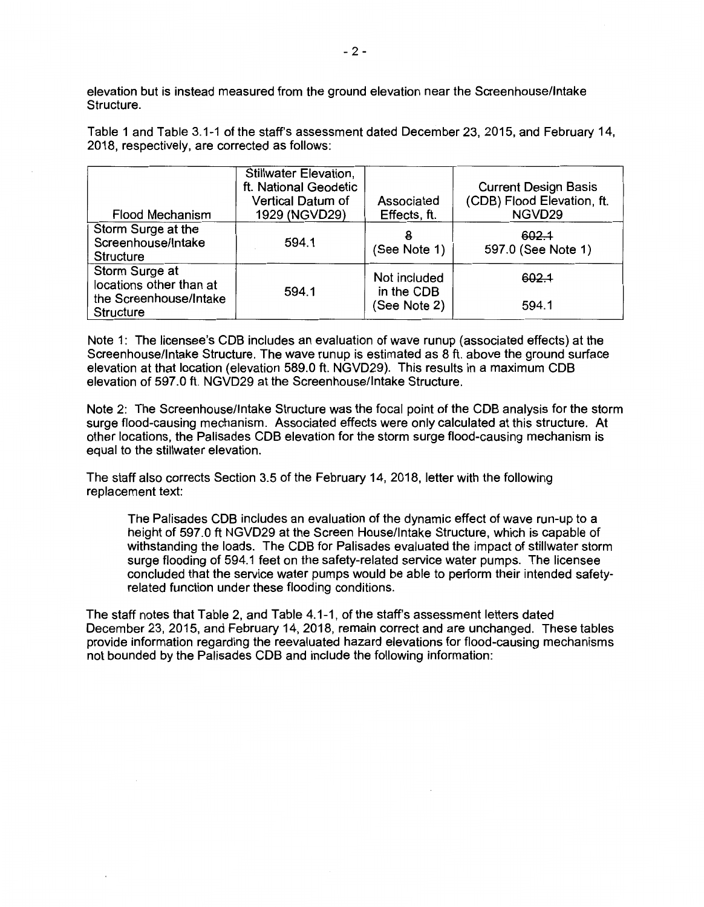elevation but is instead measured from the ground elevation near the Screenhouse/Intake Structure.

Table 1 and Table 3.1-1 of the staff's assessment dated December 23, 2015, and February 14, 2018, respectively, are corrected as follows:

| Flood Mechanism | Stillwater Elevation, ft. National Geodetic Vertical Datum of 1929 (NGVD29) | Associated Effects, ft. | Current Design Basis (CDB) Flood Elevation, ft. NGVD29 |
|---|---|---|---|
| Storm Surge at the Screenhouse/Intake Structure | 594.1 | 8 (See Note 1) | ~~602.1~~ 597.0 (See Note 1) |
| Storm Surge at locations other than at the Screenhouse/Intake Structure | 594.1 | Not included in the CDB (See Note 2) | ~~602.1~~ 594.1 |

Note 1: The licensee's CDB includes an evaluation of wave runup (associated effects) at the Screenhouse/Intake Structure. The wave runup is estimated as 8 ft. above the ground surface elevation at that location (elevation 589.0 ft. NGVD29). This results in a maximum CDB elevation of 597.0 ft. NGVD29 at the Screenhouse/Intake Structure.

Note 2: The Screenhouse/Intake Structure was the focal point of the CDB analysis for the storm surge flood-causing mechanism. Associated effects were only calculated at this structure. At other locations, the Palisades CDB elevation for the storm surge flood-causing mechanism is equal to the stillwater elevation.

The staff also corrects Section 3.5 of the February 14, 2018, letter with the following replacement text:

> The Palisades CDB includes an evaluation of the dynamic effect of wave run-up to a height of 597.0 ft NGVD29 at the Screen House/Intake Structure, which is capable of withstanding the loads. The CDB for Palisades evaluated the impact of stillwater storm surge flooding of 594.1 feet on the safety-related service water pumps. The licensee concluded that the service water pumps would be able to perform their intended safety-related function under these flooding conditions.

The staff notes that Table 2, and Table 4.1-1, of the staff's assessment letters dated December 23, 2015, and February 14, 2018, remain correct and are unchanged. These tables provide information regarding the reevaluated hazard elevations for flood-causing mechanisms not bounded by the Palisades CDB and include the following information: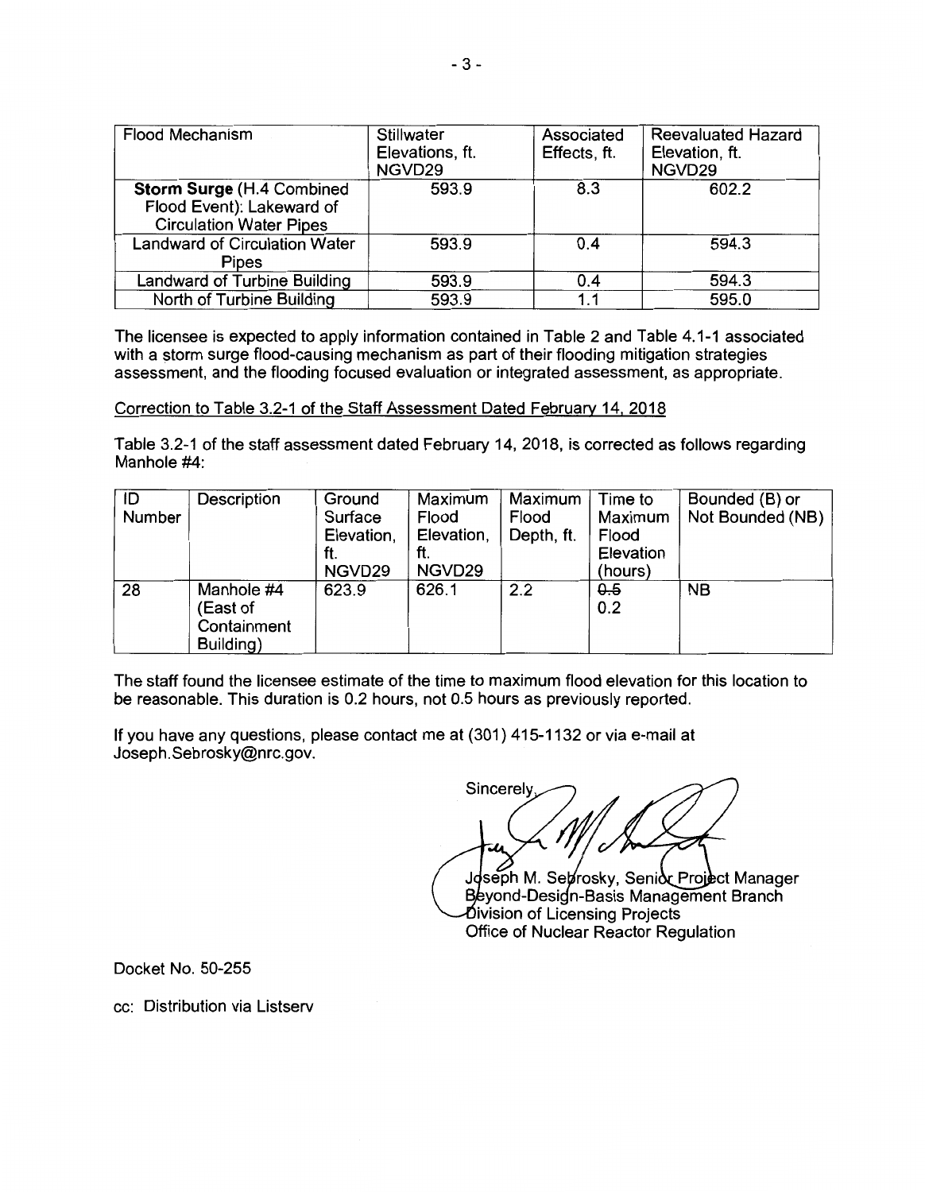| Flood Mechanism | Stillwater Elevations, ft. NGVD29 | Associated Effects, ft. | Reevaluated Hazard Elevation, ft. NGVD29 |
|---|---|---|---|
| **Storm Surge** (H.4 Combined Flood Event): Lakeward of Circulation Water Pipes | 593.9 | 8.3 | 602.2 |
| Landward of Circulation Water Pipes | 593.9 | 0.4 | 594.3 |
| Landward of Turbine Building | 593.9 | 0.4 | 594.3 |
| North of Turbine Building | 593.9 | 1.1 | 595.0 |

The licensee is expected to apply information contained in Table 2 and Table 4.1-1 associated with a storm surge flood-causing mechanism as part of their flooding mitigation strategies assessment, and the flooding focused evaluation or integrated assessment, as appropriate.

Correction to Table 3.2-1 of the Staff Assessment Dated February 14, 2018

Table 3.2-1 of the staff assessment dated February 14, 2018, is corrected as follows regarding Manhole #4:

| ID Number | Description | Ground Surface Elevation, ft. NGVD29 | Maximum Flood Elevation, ft. NGVD29 | Maximum Flood Depth, ft. | Time to Maximum Flood Elevation (hours) | Bounded (B) or Not Bounded (NB) |
|---|---|---|---|---|---|---|
| 28 | Manhole #4 (East of Containment Building) | 623.9 | 626.1 | 2.2 | ~~0.5~~ 0.2 | NB |

The staff found the licensee estimate of the time to maximum flood elevation for this location to be reasonable. This duration is 0.2 hours, not 0.5 hours as previously reported.

If you have any questions, please contact me at (301) 415-1132 or via e-mail at Joseph.Sebrosky@nrc.gov.

Sincerely,

Joseph M. Sebrosky, Senior Project Manager
Beyond-Design-Basis Management Branch
Division of Licensing Projects
Office of Nuclear Reactor Regulation

Docket No. 50-255

cc: Distribution via Listserv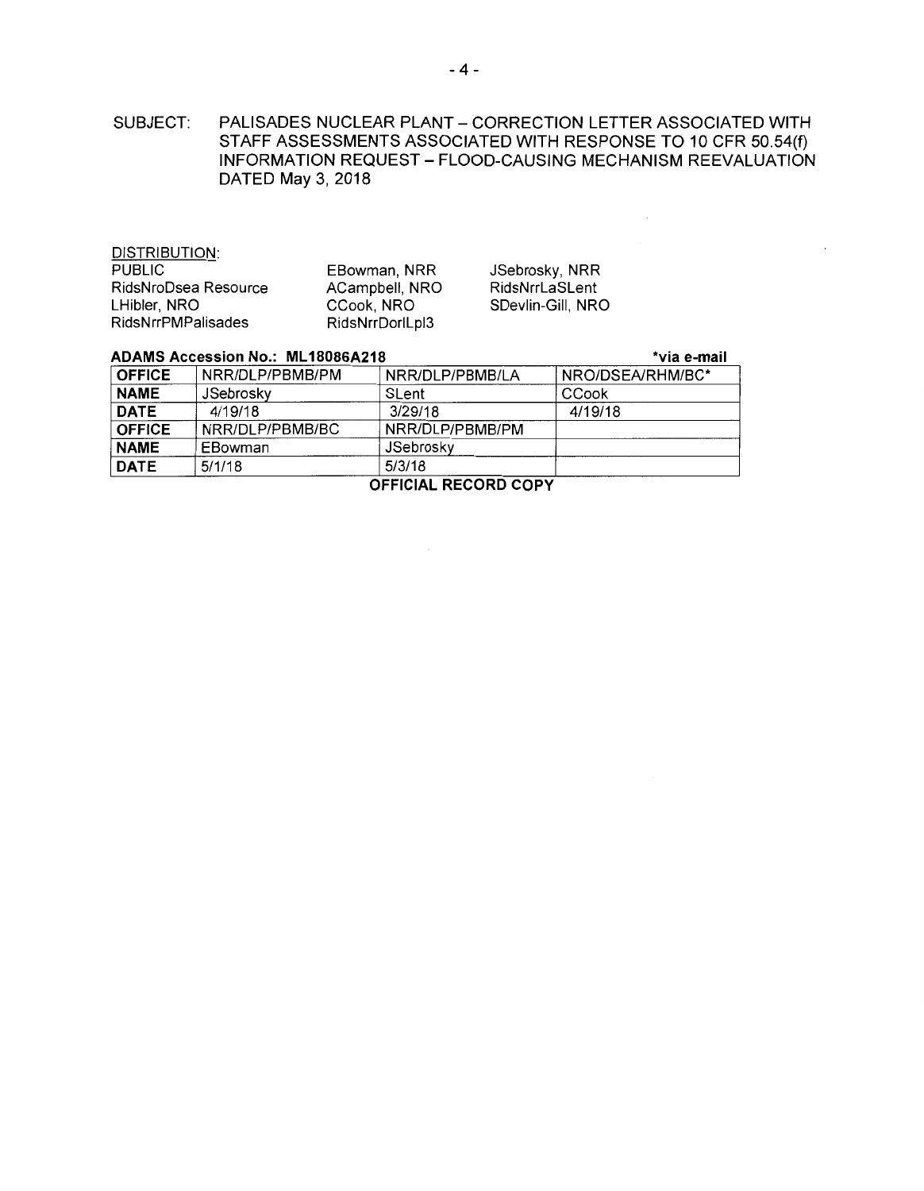SUBJECT: PALISADES NUCLEAR PLANT – CORRECTION LETTER ASSOCIATED WITH STAFF ASSESSMENTS ASSOCIATED WITH RESPONSE TO 10 CFR 50.54(f) INFORMATION REQUEST – FLOOD-CAUSING MECHANISM REEVALUATION DATED May 3, 2018

DISTRIBUTION:
PUBLIC
RidsNroDsea Resource
LHibler, NRO
RidsNrrPMPalisades
EBowman, NRR
ACampbell, NRO
CCook, NRO
RidsNrrDorlLpl3
JSebrosky, NRR
RidsNrrLaSLent
SDevlin-Gill, NRO

**ADAMS Accession No.: ML18086A218** **\*via e-mail**

| OFFICE | NRR/DLP/PBMB/PM | NRR/DLP/PBMB/LA | NRO/DSEA/RHM/BC* |
|---|---|---|---|
| NAME | JSebrosky | SLent | CCook |
| DATE | 4/19/18 | 3/29/18 | 4/19/18 |
| OFFICE | NRR/DLP/PBMB/BC | NRR/DLP/PBMB/PM | |
| NAME | EBowman | JSebrosky | |
| DATE | 5/1/18 | 5/3/18 | |

**OFFICIAL RECORD COPY**